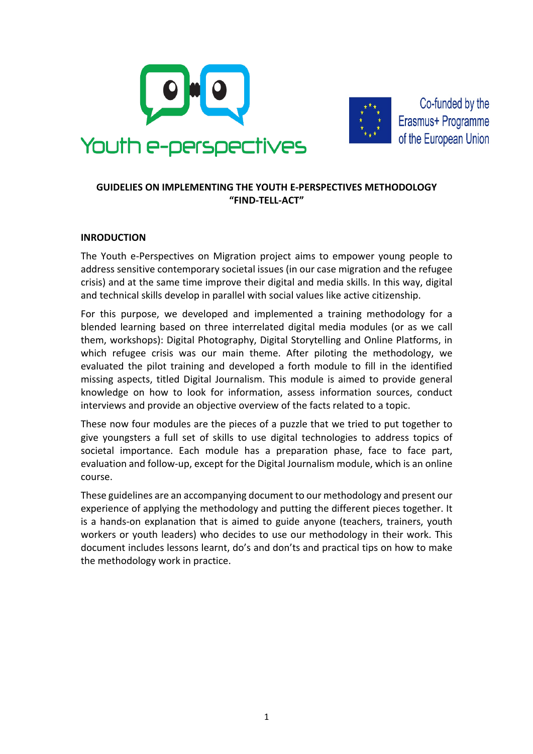Youth e-perspectives

Co-funded by the Erasmus+ Programme of the European Union

**GUIDELIES ON IMPLEMENTING THE YOUTH E-PERSPECTIVES METHODOLOGY "FIND-TELL-ACT"**

## INRODUCTION

The Youth e-Perspectives on Migration project aims to empower young people to address sensitive contemporary societal issues (in our case migration and the refugee crisis) and at the same time improve their digital and media skills. In this way, digital and technical skills develop in parallel with social values like active citizenship.

For this purpose, we developed and implemented a training methodology for a blended learning based on three interrelated digital media modules (or as we call them, workshops): Digital Photography, Digital Storytelling and Online Platforms, in which refugee crisis was our main theme. After piloting the methodology, we evaluated the pilot training and developed a forth module to fill in the identified missing aspects, titled Digital Journalism. This module is aimed to provide general knowledge on how to look for information, assess information sources, conduct interviews and provide an objective overview of the facts related to a topic.

These now four modules are the pieces of a puzzle that we tried to put together to give youngsters a full set of skills to use digital technologies to address topics of societal importance. Each module has a preparation phase, face to face part, evaluation and follow-up, except for the Digital Journalism module, which is an online course.

These guidelines are an accompanying document to our methodology and present our experience of applying the methodology and putting the different pieces together. It is a hands-on explanation that is aimed to guide anyone (teachers, trainers, youth workers or youth leaders) who decides to use our methodology in their work. This document includes lessons learnt, do's and don'ts and practical tips on how to make the methodology work in practice.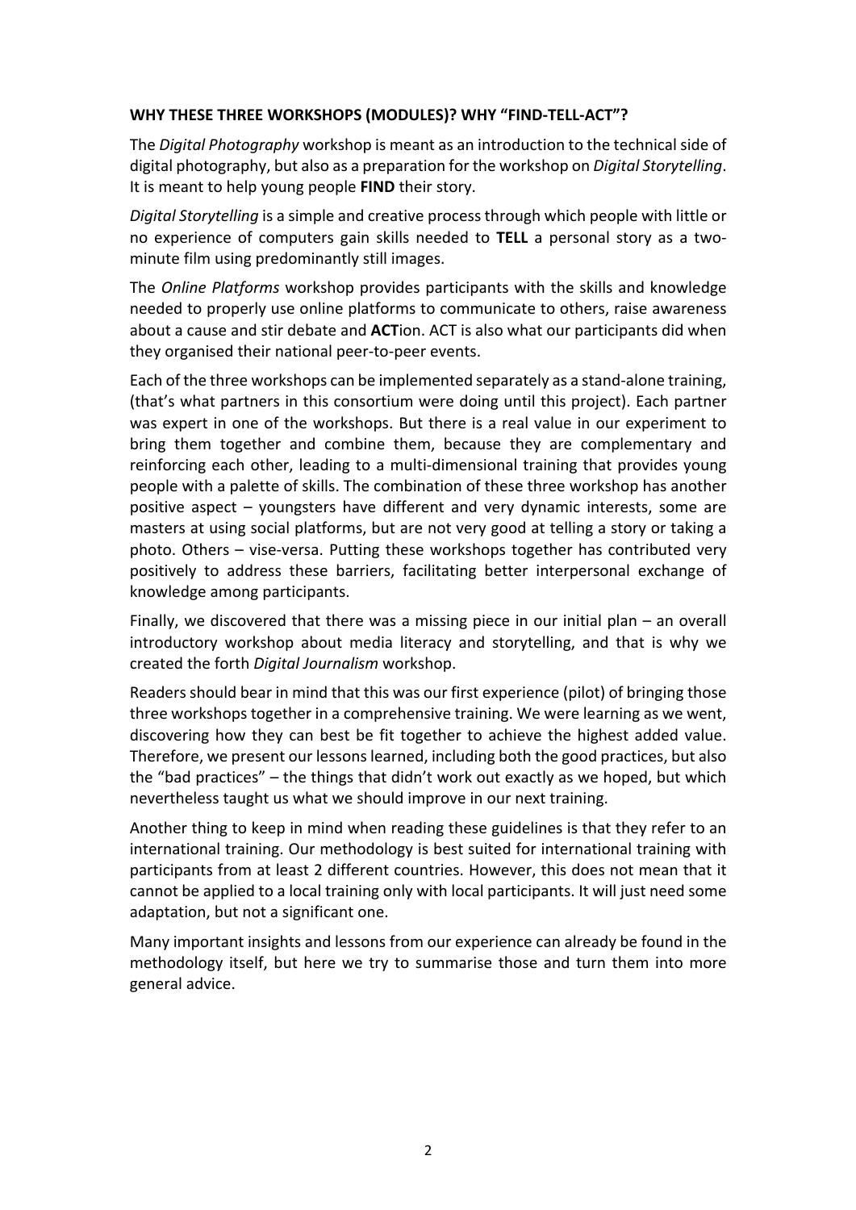**WHY THESE THREE WORKSHOPS (MODULES)? WHY "FIND-TELL-ACT"?**

The *Digital Photography* workshop is meant as an introduction to the technical side of digital photography, but also as a preparation for the workshop on *Digital Storytelling*. It is meant to help young people **FIND** their story.

*Digital Storytelling* is a simple and creative process through which people with little or no experience of computers gain skills needed to **TELL** a personal story as a two-minute film using predominantly still images.

The *Online Platforms* workshop provides participants with the skills and knowledge needed to properly use online platforms to communicate to others, raise awareness about a cause and stir debate and **ACT**ion. ACT is also what our participants did when they organised their national peer-to-peer events.

Each of the three workshops can be implemented separately as a stand-alone training, (that's what partners in this consortium were doing until this project). Each partner was expert in one of the workshops. But there is a real value in our experiment to bring them together and combine them, because they are complementary and reinforcing each other, leading to a multi-dimensional training that provides young people with a palette of skills. The combination of these three workshop has another positive aspect – youngsters have different and very dynamic interests, some are masters at using social platforms, but are not very good at telling a story or taking a photo. Others – vise-versa. Putting these workshops together has contributed very positively to address these barriers, facilitating better interpersonal exchange of knowledge among participants.

Finally, we discovered that there was a missing piece in our initial plan – an overall introductory workshop about media literacy and storytelling, and that is why we created the forth *Digital Journalism* workshop.

Readers should bear in mind that this was our first experience (pilot) of bringing those three workshops together in a comprehensive training. We were learning as we went, discovering how they can best be fit together to achieve the highest added value. Therefore, we present our lessons learned, including both the good practices, but also the "bad practices" – the things that didn't work out exactly as we hoped, but which nevertheless taught us what we should improve in our next training.

Another thing to keep in mind when reading these guidelines is that they refer to an international training. Our methodology is best suited for international training with participants from at least 2 different countries. However, this does not mean that it cannot be applied to a local training only with local participants. It will just need some adaptation, but not a significant one.

Many important insights and lessons from our experience can already be found in the methodology itself, but here we try to summarise those and turn them into more general advice.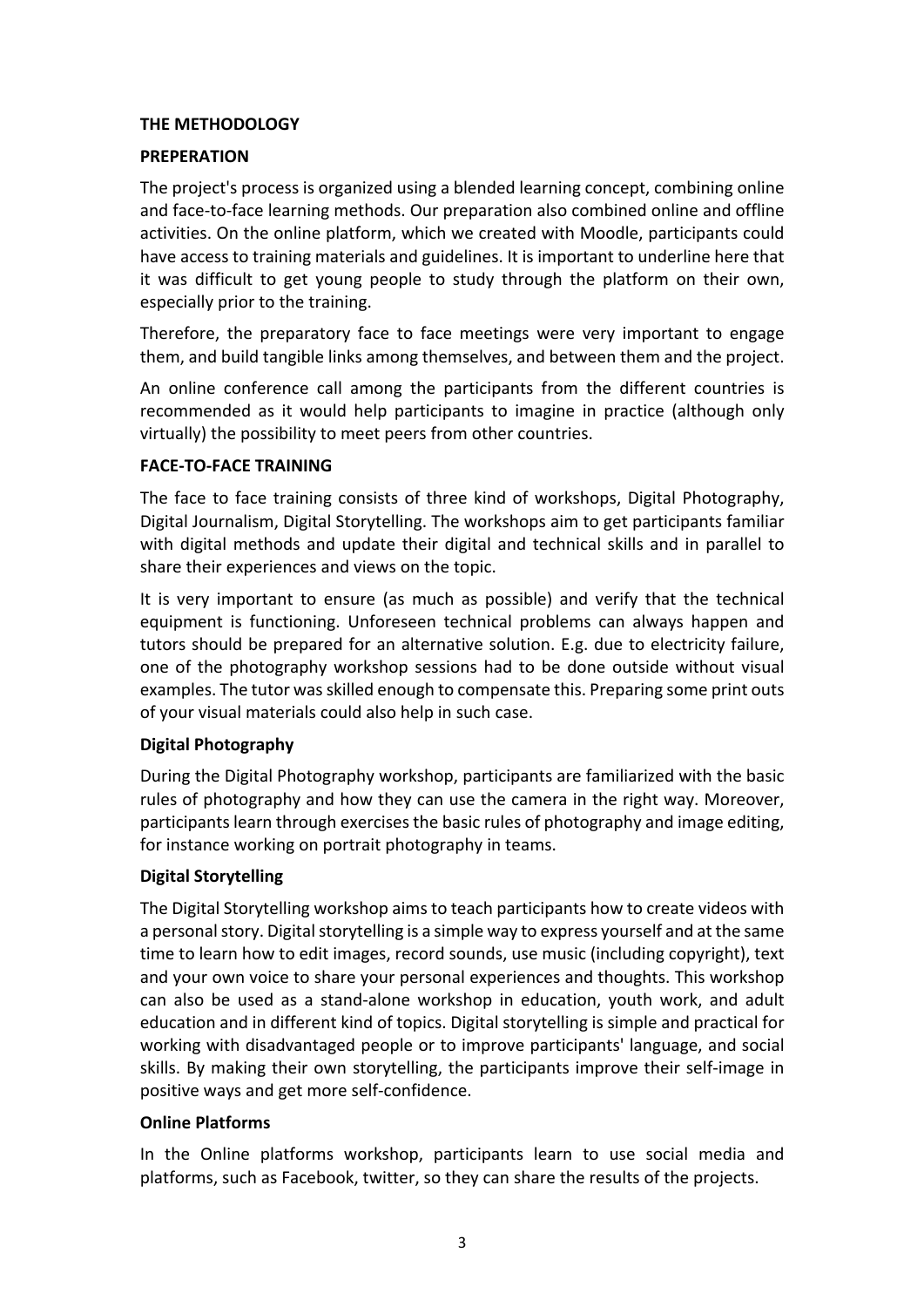## THE METHODOLOGY

### PREPERATION

The project's process is organized using a blended learning concept, combining online and face-to-face learning methods. Our preparation also combined online and offline activities. On the online platform, which we created with Moodle, participants could have access to training materials and guidelines. It is important to underline here that it was difficult to get young people to study through the platform on their own, especially prior to the training.

Therefore, the preparatory face to face meetings were very important to engage them, and build tangible links among themselves, and between them and the project.

An online conference call among the participants from the different countries is recommended as it would help participants to imagine in practice (although only virtually) the possibility to meet peers from other countries.

### FACE-TO-FACE TRAINING

The face to face training consists of three kind of workshops, Digital Photography, Digital Journalism, Digital Storytelling. The workshops aim to get participants familiar with digital methods and update their digital and technical skills and in parallel to share their experiences and views on the topic.

It is very important to ensure (as much as possible) and verify that the technical equipment is functioning. Unforeseen technical problems can always happen and tutors should be prepared for an alternative solution. E.g. due to electricity failure, one of the photography workshop sessions had to be done outside without visual examples. The tutor was skilled enough to compensate this. Preparing some print outs of your visual materials could also help in such case.

#### Digital Photography

During the Digital Photography workshop, participants are familiarized with the basic rules of photography and how they can use the camera in the right way. Moreover, participants learn through exercises the basic rules of photography and image editing, for instance working on portrait photography in teams.

#### Digital Storytelling

The Digital Storytelling workshop aims to teach participants how to create videos with a personal story. Digital storytelling is a simple way to express yourself and at the same time to learn how to edit images, record sounds, use music (including copyright), text and your own voice to share your personal experiences and thoughts. This workshop can also be used as a stand-alone workshop in education, youth work, and adult education and in different kind of topics. Digital storytelling is simple and practical for working with disadvantaged people or to improve participants' language, and social skills. By making their own storytelling, the participants improve their self-image in positive ways and get more self-confidence.

#### Online Platforms

In the Online platforms workshop, participants learn to use social media and platforms, such as Facebook, twitter, so they can share the results of the projects.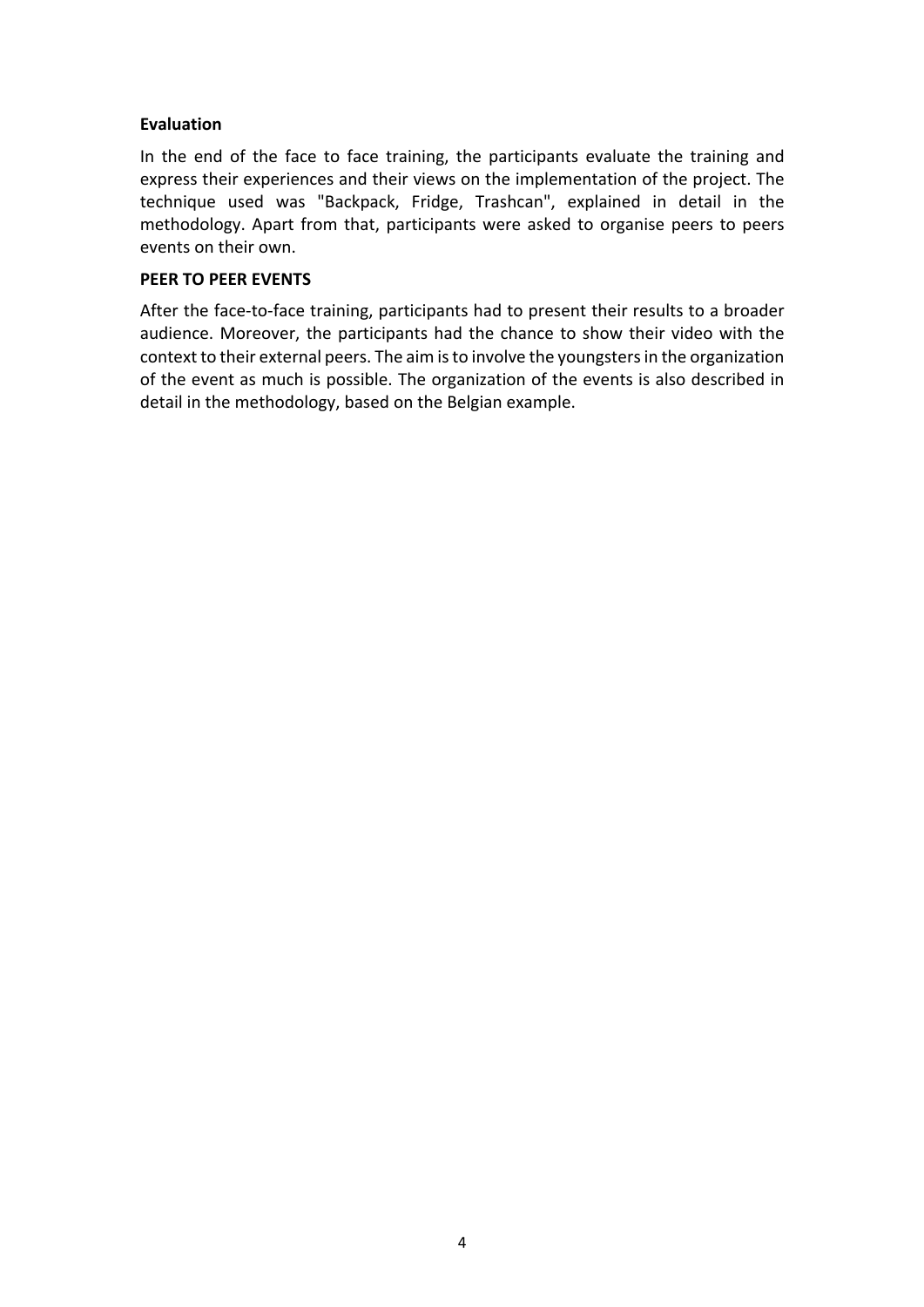**Evaluation**

In the end of the face to face training, the participants evaluate the training and express their experiences and their views on the implementation of the project. The technique used was "Backpack, Fridge, Trashcan", explained in detail in the methodology. Apart from that, participants were asked to organise peers to peers events on their own.

**PEER TO PEER EVENTS**

After the face-to-face training, participants had to present their results to a broader audience. Moreover, the participants had the chance to show their video with the context to their external peers. The aim is to involve the youngsters in the organization of the event as much is possible. The organization of the events is also described in detail in the methodology, based on the Belgian example.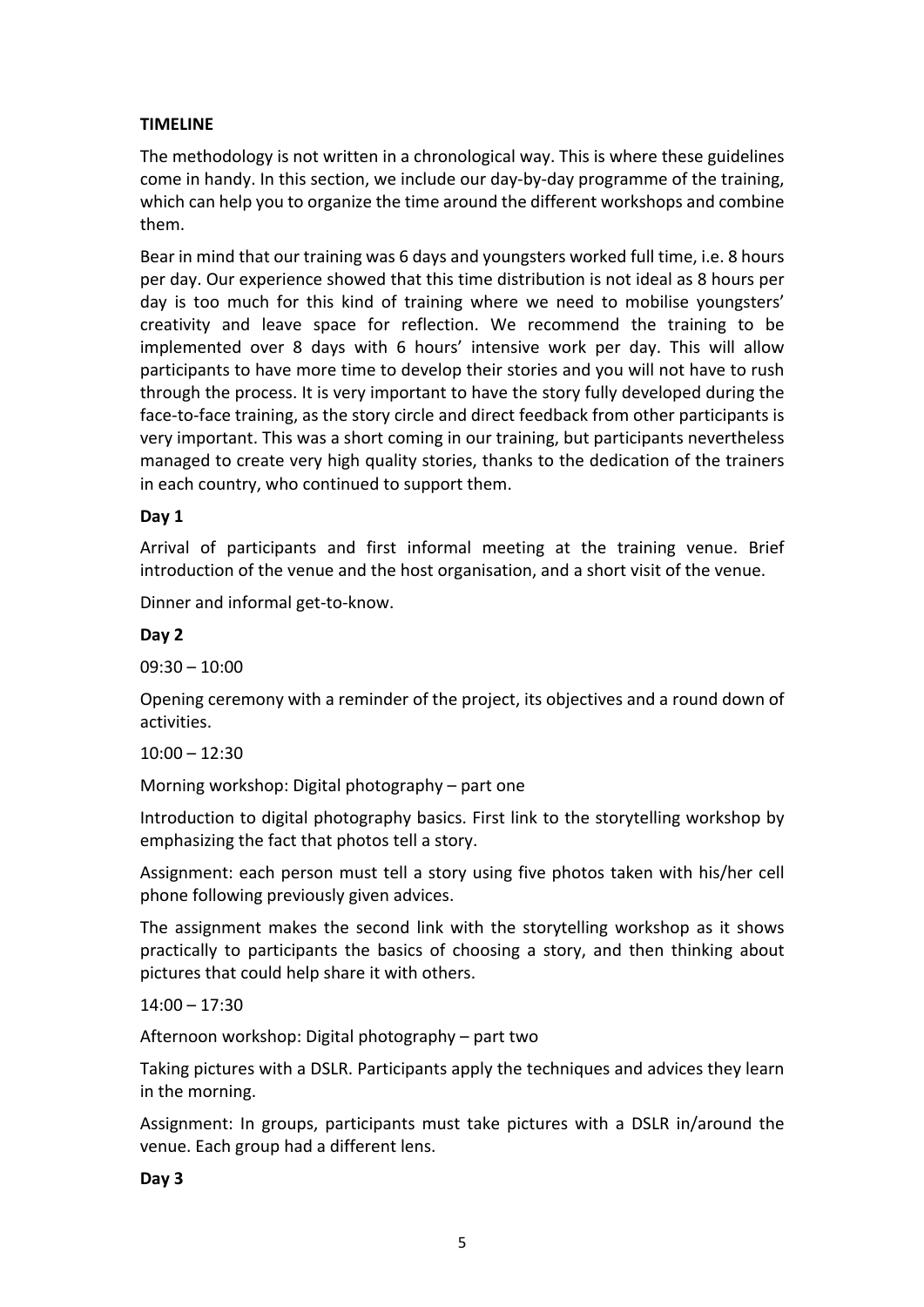**TIMELINE**

The methodology is not written in a chronological way. This is where these guidelines come in handy. In this section, we include our day-by-day programme of the training, which can help you to organize the time around the different workshops and combine them.

Bear in mind that our training was 6 days and youngsters worked full time, i.e. 8 hours per day. Our experience showed that this time distribution is not ideal as 8 hours per day is too much for this kind of training where we need to mobilise youngsters' creativity and leave space for reflection. We recommend the training to be implemented over 8 days with 6 hours' intensive work per day. This will allow participants to have more time to develop their stories and you will not have to rush through the process. It is very important to have the story fully developed during the face-to-face training, as the story circle and direct feedback from other participants is very important. This was a short coming in our training, but participants nevertheless managed to create very high quality stories, thanks to the dedication of the trainers in each country, who continued to support them.

**Day 1**

Arrival of participants and first informal meeting at the training venue. Brief introduction of the venue and the host organisation, and a short visit of the venue.

Dinner and informal get-to-know.

**Day 2**

09:30 – 10:00

Opening ceremony with a reminder of the project, its objectives and a round down of activities.

10:00 – 12:30

Morning workshop: Digital photography – part one

Introduction to digital photography basics. First link to the storytelling workshop by emphasizing the fact that photos tell a story.

Assignment: each person must tell a story using five photos taken with his/her cell phone following previously given advices.

The assignment makes the second link with the storytelling workshop as it shows practically to participants the basics of choosing a story, and then thinking about pictures that could help share it with others.

14:00 – 17:30

Afternoon workshop: Digital photography – part two

Taking pictures with a DSLR. Participants apply the techniques and advices they learn in the morning.

Assignment: In groups, participants must take pictures with a DSLR in/around the venue. Each group had a different lens.

**Day 3**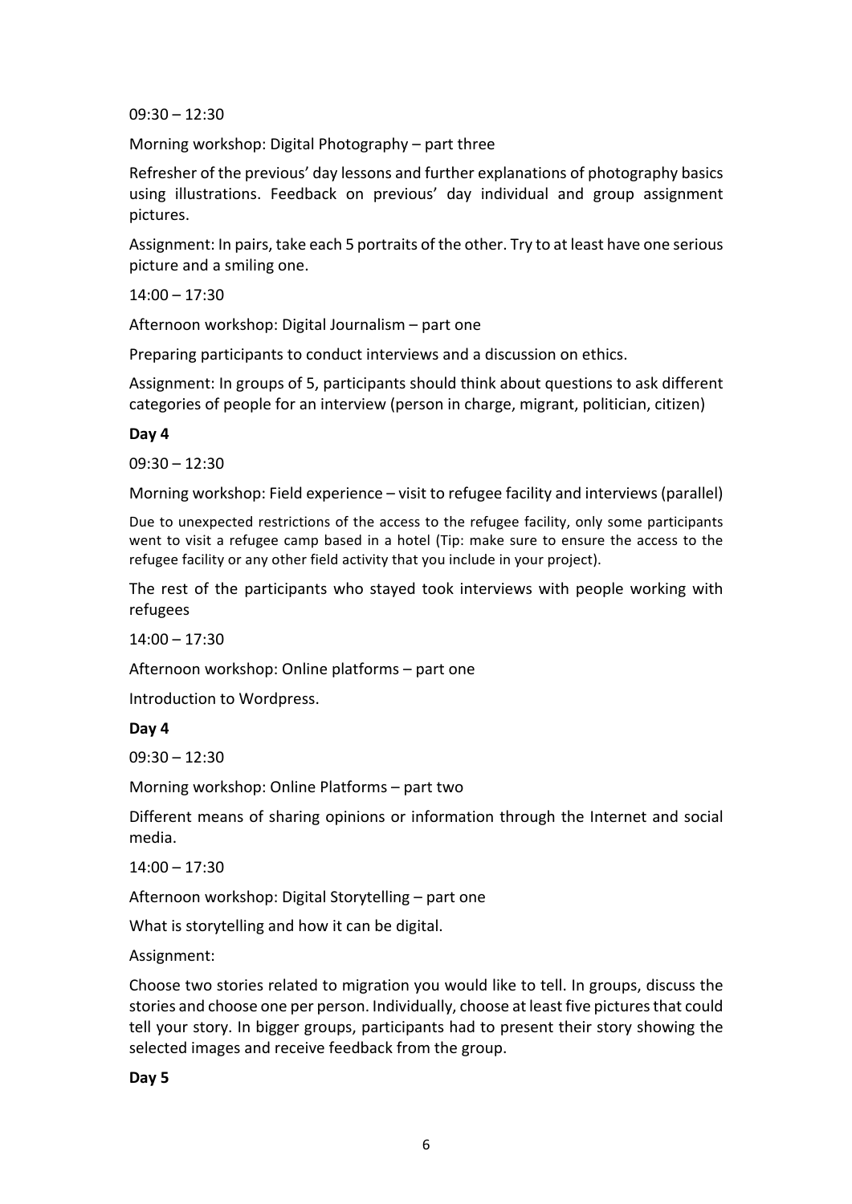09:30 – 12:30

Morning workshop: Digital Photography – part three

Refresher of the previous' day lessons and further explanations of photography basics using illustrations. Feedback on previous' day individual and group assignment pictures.

Assignment: In pairs, take each 5 portraits of the other. Try to at least have one serious picture and a smiling one.

14:00 – 17:30

Afternoon workshop: Digital Journalism – part one

Preparing participants to conduct interviews and a discussion on ethics.

Assignment: In groups of 5, participants should think about questions to ask different categories of people for an interview (person in charge, migrant, politician, citizen)

**Day 4**

09:30 – 12:30

Morning workshop: Field experience – visit to refugee facility and interviews (parallel)

Due to unexpected restrictions of the access to the refugee facility, only some participants went to visit a refugee camp based in a hotel (Tip: make sure to ensure the access to the refugee facility or any other field activity that you include in your project).

The rest of the participants who stayed took interviews with people working with refugees

14:00 – 17:30

Afternoon workshop: Online platforms – part one

Introduction to Wordpress.

**Day 4**

09:30 – 12:30

Morning workshop: Online Platforms – part two

Different means of sharing opinions or information through the Internet and social media.

14:00 – 17:30

Afternoon workshop: Digital Storytelling – part one

What is storytelling and how it can be digital.

Assignment:

Choose two stories related to migration you would like to tell. In groups, discuss the stories and choose one per person. Individually, choose at least five pictures that could tell your story. In bigger groups, participants had to present their story showing the selected images and receive feedback from the group.

**Day 5**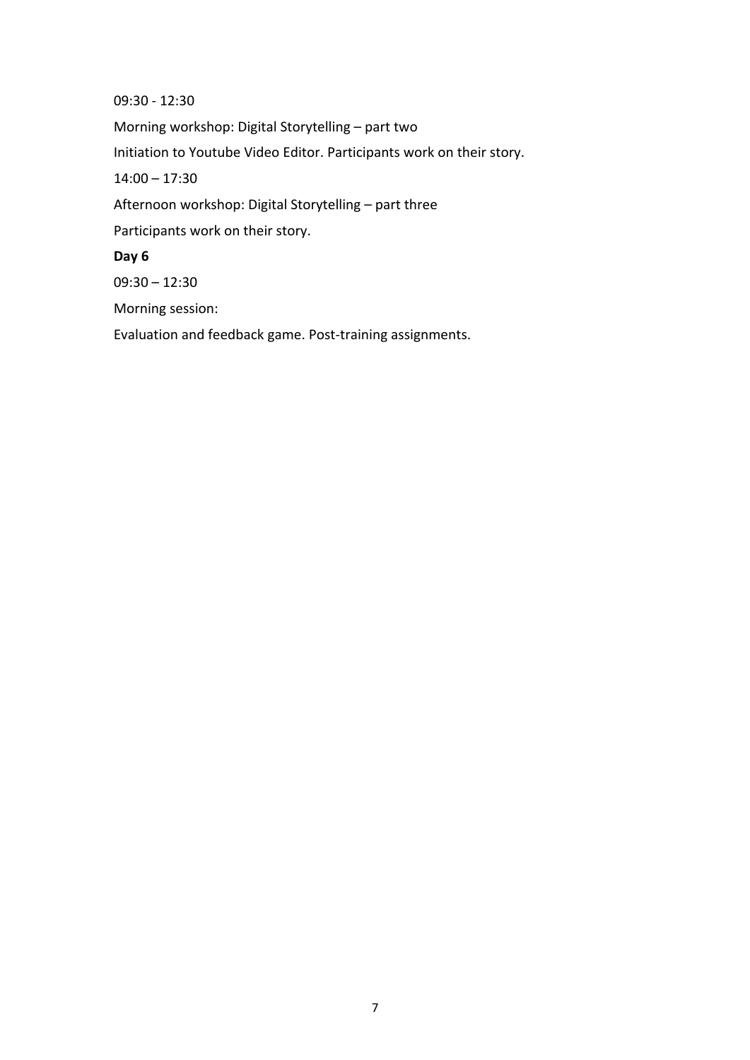09:30 - 12:30

Morning workshop: Digital Storytelling – part two

Initiation to Youtube Video Editor. Participants work on their story.

14:00 – 17:30

Afternoon workshop: Digital Storytelling – part three

Participants work on their story.

**Day 6**

09:30 – 12:30

Morning session:

Evaluation and feedback game. Post-training assignments.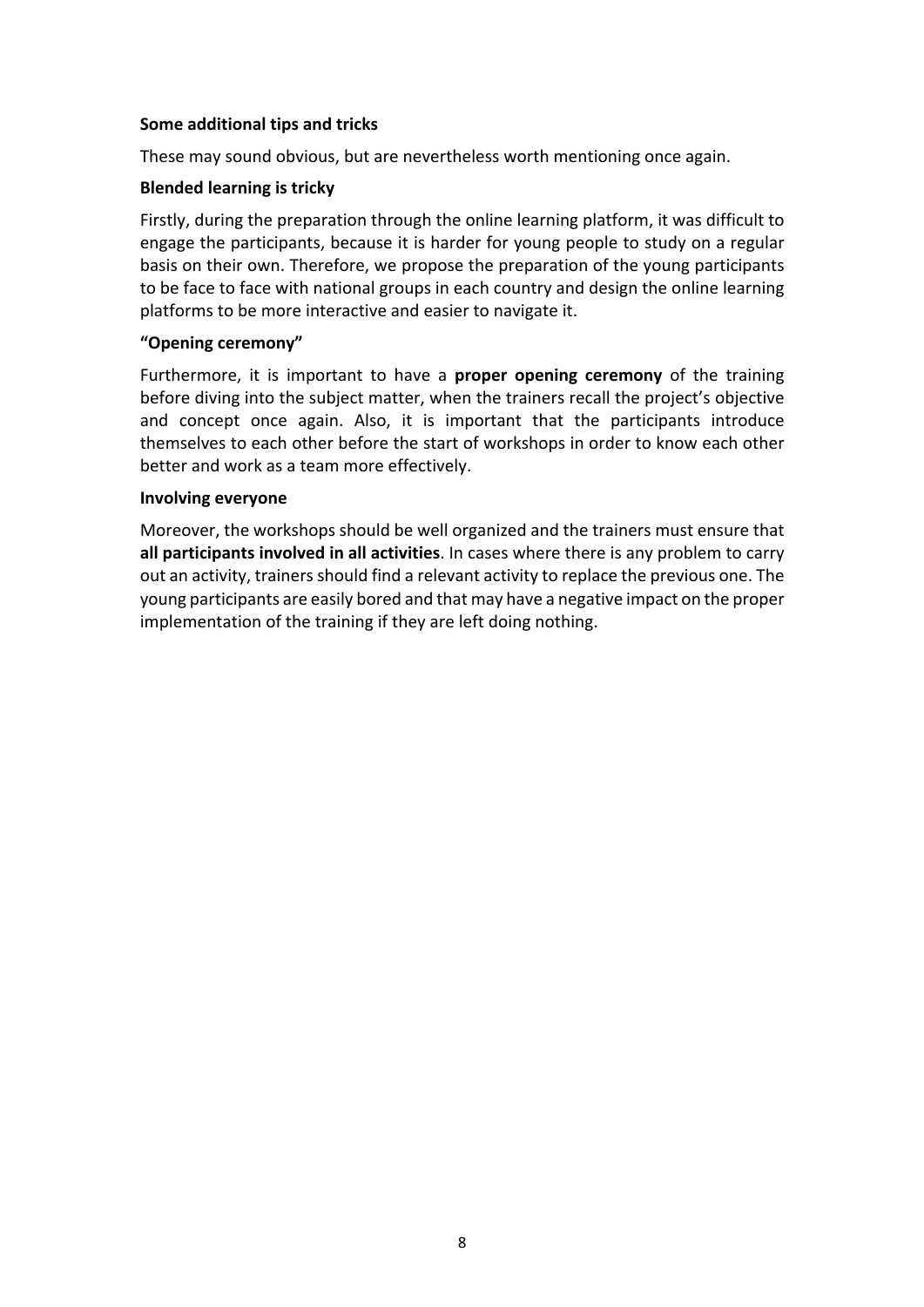### Some additional tips and tricks

These may sound obvious, but are nevertheless worth mentioning once again.

### Blended learning is tricky

Firstly, during the preparation through the online learning platform, it was difficult to engage the participants, because it is harder for young people to study on a regular basis on their own. Therefore, we propose the preparation of the young participants to be face to face with national groups in each country and design the online learning platforms to be more interactive and easier to navigate it.

### "Opening ceremony"

Furthermore, it is important to have a **proper opening ceremony** of the training before diving into the subject matter, when the trainers recall the project's objective and concept once again. Also, it is important that the participants introduce themselves to each other before the start of workshops in order to know each other better and work as a team more effectively.

### Involving everyone

Moreover, the workshops should be well organized and the trainers must ensure that **all participants involved in all activities**. In cases where there is any problem to carry out an activity, trainers should find a relevant activity to replace the previous one. The young participants are easily bored and that may have a negative impact on the proper implementation of the training if they are left doing nothing.